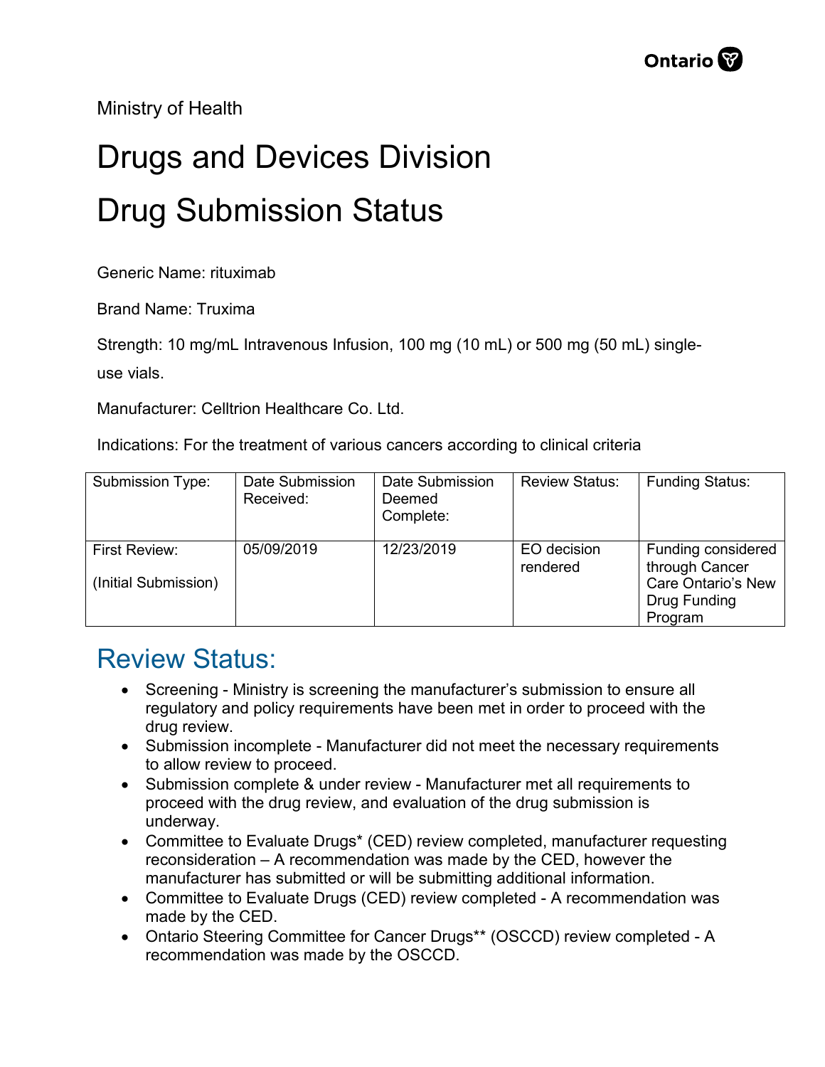Ministry of Health

# Drugs and Devices Division

# Drug Submission Status

Generic Name: rituximab

Brand Name: Truxima

Strength: 10 mg/mL Intravenous Infusion, 100 mg (10 mL) or 500 mg (50 mL) single-use vials.

Manufacturer: Celltrion Healthcare Co. Ltd.

Indications: For the treatment of various cancers according to clinical criteria

| Submission Type: | Date Submission Received: | Date Submission Deemed Complete: | Review Status: | Funding Status: |
|---|---|---|---|---|
| First Review: (Initial Submission) | 05/09/2019 | 12/23/2019 | EO decision rendered | Funding considered through Cancer Care Ontario's New Drug Funding Program |

## Review Status:

- Screening - Ministry is screening the manufacturer's submission to ensure all regulatory and policy requirements have been met in order to proceed with the drug review.
- Submission incomplete - Manufacturer did not meet the necessary requirements to allow review to proceed.
- Submission complete & under review - Manufacturer met all requirements to proceed with the drug review, and evaluation of the drug submission is underway.
- Committee to Evaluate Drugs* (CED) review completed, manufacturer requesting reconsideration – A recommendation was made by the CED, however the manufacturer has submitted or will be submitting additional information.
- Committee to Evaluate Drugs (CED) review completed - A recommendation was made by the CED.
- Ontario Steering Committee for Cancer Drugs** (OSCCD) review completed - A recommendation was made by the OSCCD.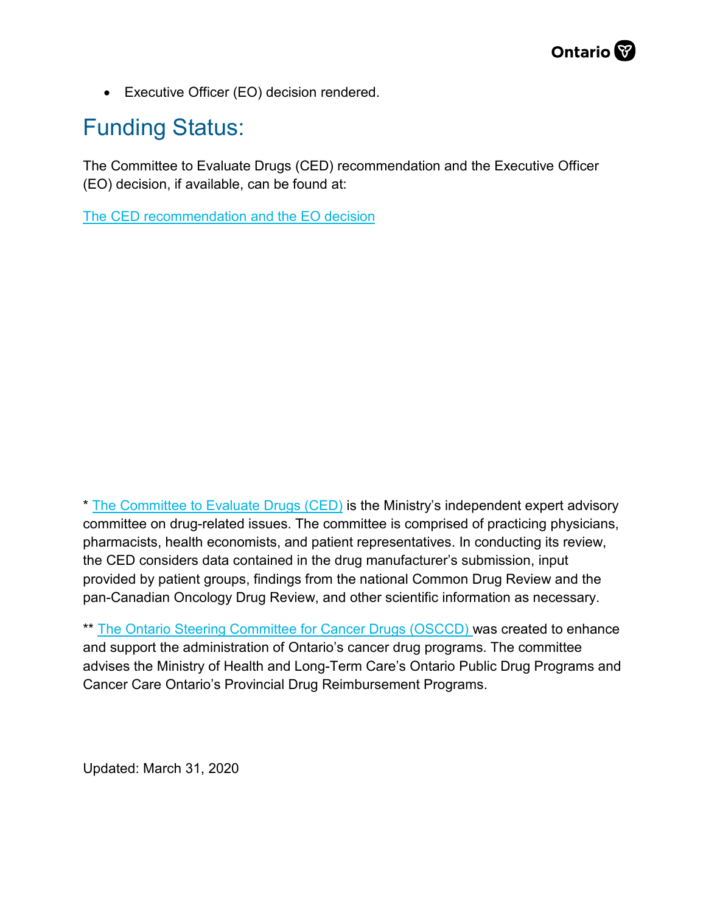- Executive Officer (EO) decision rendered.

## Funding Status:

The Committee to Evaluate Drugs (CED) recommendation and the Executive Officer (EO) decision, if available, can be found at:

The CED recommendation and the EO decision

* The Committee to Evaluate Drugs (CED) is the Ministry's independent expert advisory committee on drug-related issues. The committee is comprised of practicing physicians, pharmacists, health economists, and patient representatives. In conducting its review, the CED considers data contained in the drug manufacturer's submission, input provided by patient groups, findings from the national Common Drug Review and the pan-Canadian Oncology Drug Review, and other scientific information as necessary.

** The Ontario Steering Committee for Cancer Drugs (OSCCD) was created to enhance and support the administration of Ontario's cancer drug programs. The committee advises the Ministry of Health and Long-Term Care's Ontario Public Drug Programs and Cancer Care Ontario's Provincial Drug Reimbursement Programs.

Updated: March 31, 2020